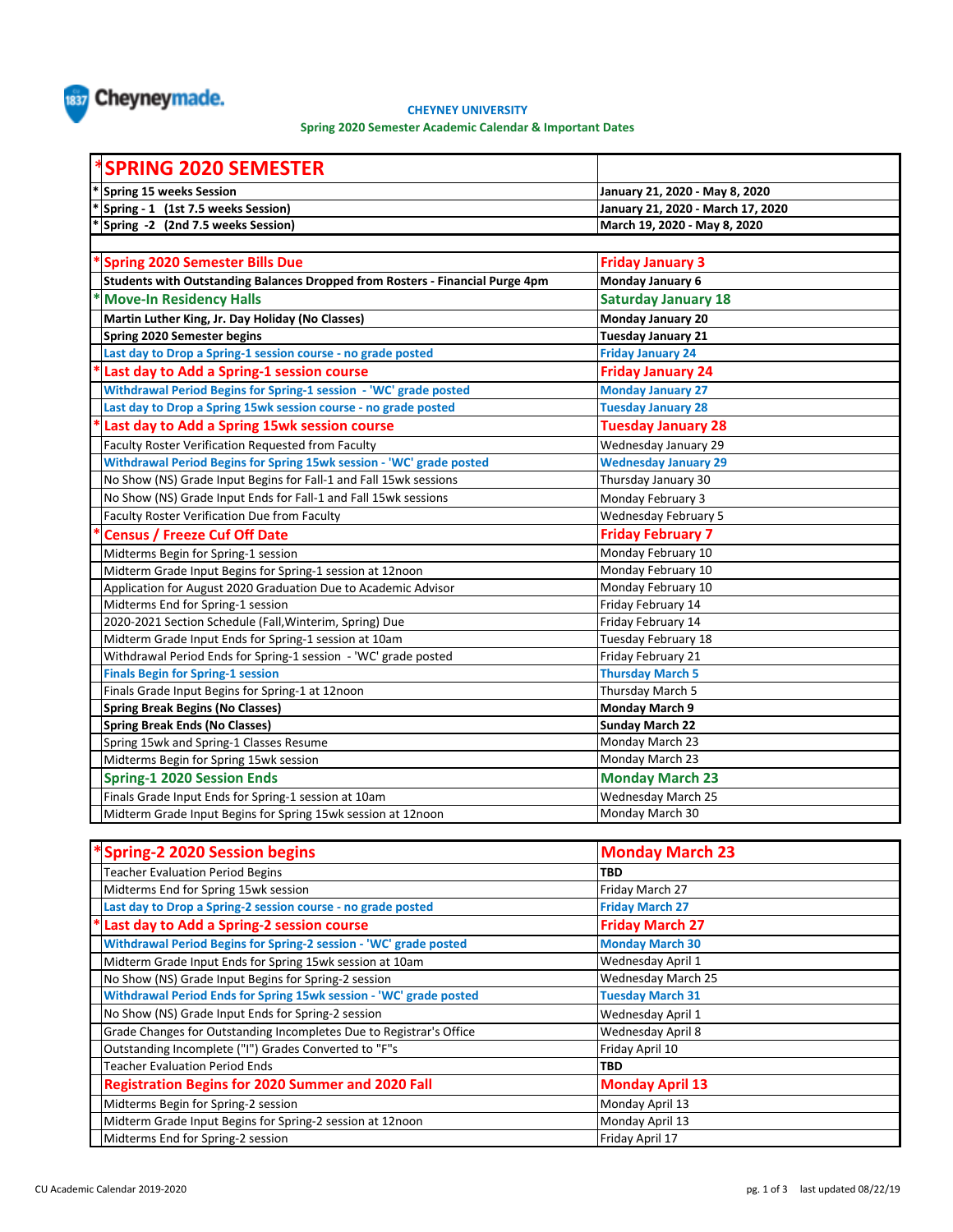Cheyneymade.

**CHEYNEY UNIVERSITY**

**Spring 2020 Semester Academic Calendar & Important Dates**

| *SPRING 2020 SEMESTER | |
|---|---|
| * Spring 15 weeks Session | January 21, 2020 - May 8, 2020 |
| * Spring - 1 (1st 7.5 weeks Session) | January 21, 2020 - March 17, 2020 |
| * Spring -2 (2nd 7.5 weeks Session) | March 19, 2020 - May 8, 2020 |
| | |
| * Spring 2020 Semester Bills Due | Friday January 3 |
| Students with Outstanding Balances Dropped from Rosters - Financial Purge 4pm | Monday January 6 |
| * Move-In Residency Halls | Saturday January 18 |
| Martin Luther King, Jr. Day Holiday (No Classes) | Monday January 20 |
| Spring 2020 Semester begins | Tuesday January 21 |
| Last day to Drop a Spring-1 session course - no grade posted | Friday January 24 |
| * Last day to Add a Spring-1 session course | Friday January 24 |
| Withdrawal Period Begins for Spring-1 session - 'WC' grade posted | Monday January 27 |
| Last day to Drop a Spring 15wk session course - no grade posted | Tuesday January 28 |
| * Last day to Add a Spring 15wk session course | Tuesday January 28 |
| Faculty Roster Verification Requested from Faculty | Wednesday January 29 |
| Withdrawal Period Begins for Spring 15wk session - 'WC' grade posted | Wednesday January 29 |
| No Show (NS) Grade Input Begins for Fall-1 and Fall 15wk sessions | Thursday January 30 |
| No Show (NS) Grade Input Ends for Fall-1 and Fall 15wk sessions | Monday February 3 |
| Faculty Roster Verification Due from Faculty | Wednesday February 5 |
| * Census / Freeze Cuf Off Date | Friday February 7 |
| Midterms Begin for Spring-1 session | Monday February 10 |
| Midterm Grade Input Begins for Spring-1 session at 12noon | Monday February 10 |
| Application for August 2020 Graduation Due to Academic Advisor | Monday February 10 |
| Midterms End for Spring-1 session | Friday February 14 |
| 2020-2021 Section Schedule (Fall,Winterim, Spring) Due | Friday February 14 |
| Midterm Grade Input Ends for Spring-1 session at 10am | Tuesday February 18 |
| Withdrawal Period Ends for Spring-1 session - 'WC' grade posted | Friday February 21 |
| Finals Begin for Spring-1 session | Thursday March 5 |
| Finals Grade Input Begins for Spring-1 at 12noon | Thursday March 5 |
| Spring Break Begins (No Classes) | Monday March 9 |
| Spring Break Ends (No Classes) | Sunday March 22 |
| Spring 15wk and Spring-1 Classes Resume | Monday March 23 |
| Midterms Begin for Spring 15wk session | Monday March 23 |
| Spring-1 2020 Session Ends | Monday March 23 |
| Finals Grade Input Ends for Spring-1 session at 10am | Wednesday March 25 |
| Midterm Grade Input Begins for Spring 15wk session at 12noon | Monday March 30 |

| *Spring-2 2020 Session begins | Monday March 23 |
|---|---|
| Teacher Evaluation Period Begins | TBD |
| Midterms End for Spring 15wk session | Friday March 27 |
| Last day to Drop a Spring-2 session course - no grade posted | Friday March 27 |
| * Last day to Add a Spring-2 session course | Friday March 27 |
| Withdrawal Period Begins for Spring-2 session - 'WC' grade posted | Monday March 30 |
| Midterm Grade Input Ends for Spring 15wk session at 10am | Wednesday April 1 |
| No Show (NS) Grade Input Begins for Spring-2 session | Wednesday March 25 |
| Withdrawal Period Ends for Spring 15wk session - 'WC' grade posted | Tuesday March 31 |
| No Show (NS) Grade Input Ends for Spring-2 session | Wednesday April 1 |
| Grade Changes for Outstanding Incompletes Due to Registrar's Office | Wednesday April 8 |
| Outstanding Incomplete ("I") Grades Converted to "F"s | Friday April 10 |
| Teacher Evaluation Period Ends | TBD |
| Registration Begins for 2020 Summer and 2020 Fall | Monday April 13 |
| Midterms Begin for Spring-2 session | Monday April 13 |
| Midterm Grade Input Begins for Spring-2 session at 12noon | Monday April 13 |
| Midterms End for Spring-2 session | Friday April 17 |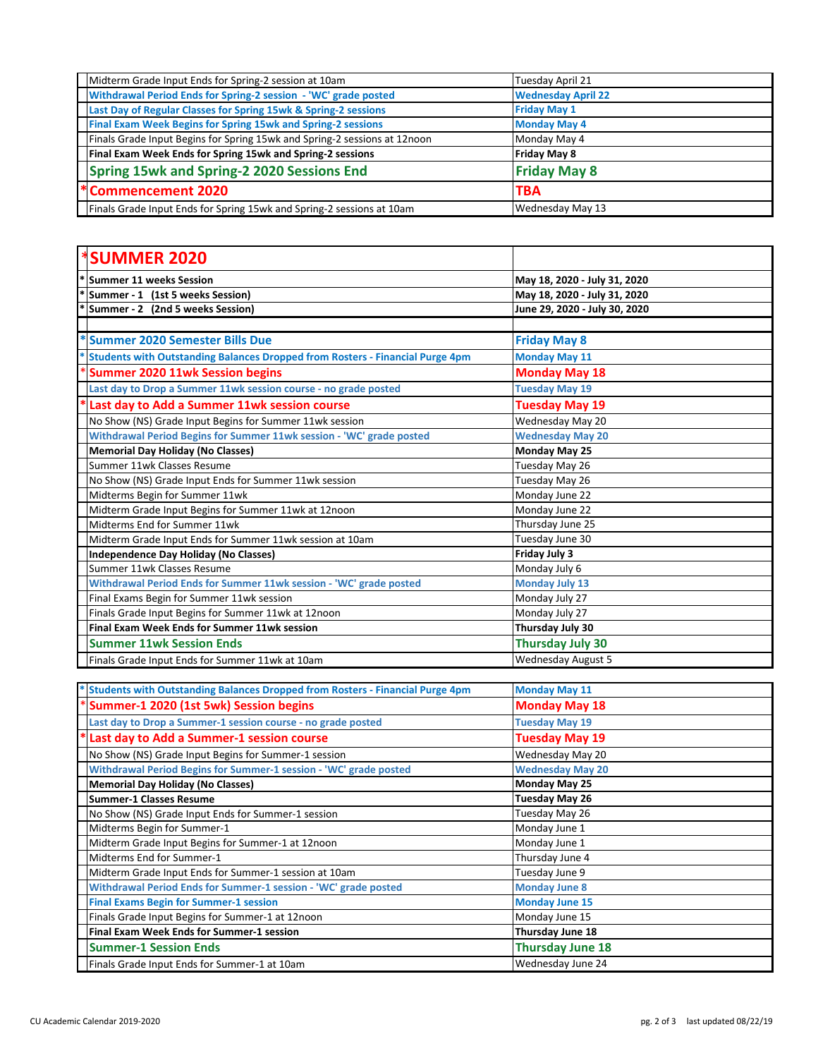| | |
|---|---|
| Midterm Grade Input Ends for Spring-2 session at 10am | Tuesday April 21 |
| **Withdrawal Period Ends for Spring-2 session - 'WC' grade posted** | **Wednesday April 22** |
| **Last Day of Regular Classes for Spring 15wk & Spring-2 sessions** | **Friday May 1** |
| **Final Exam Week Begins for Spring 15wk and Spring-2 sessions** | **Monday May 4** |
| Finals Grade Input Begins for Spring 15wk and Spring-2 sessions at 12noon | Monday May 4 |
| **Final Exam Week Ends for Spring 15wk and Spring-2 sessions** | **Friday May 8** |
| **Spring 15wk and Spring-2 2020 Sessions End** | **Friday May 8** |
| ***Commencement 2020** | **TBA** |
| Finals Grade Input Ends for Spring 15wk and Spring-2 sessions at 10am | Wednesday May 13 |

## *SUMMER 2020

| | |
|---|---|
| * **Summer 11 weeks Session** | **May 18, 2020 - July 31, 2020** |
| * **Summer - 1 (1st 5 weeks Session)** | **May 18, 2020 - July 31, 2020** |
| * **Summer - 2 (2nd 5 weeks Session)** | **June 29, 2020 - July 30, 2020** |
| | |
| ***Summer 2020 Semester Bills Due** | **Friday May 8** |
| ***Students with Outstanding Balances Dropped from Rosters - Financial Purge 4pm** | **Monday May 11** |
| ***Summer 2020 11wk Session begins** | **Monday May 18** |
| **Last day to Drop a Summer 11wk session course - no grade posted** | **Tuesday May 19** |
| ***Last day to Add a Summer 11wk session course** | **Tuesday May 19** |
| No Show (NS) Grade Input Begins for Summer 11wk session | Wednesday May 20 |
| **Withdrawal Period Begins for Summer 11wk session - 'WC' grade posted** | **Wednesday May 20** |
| **Memorial Day Holiday (No Classes)** | **Monday May 25** |
| Summer 11wk Classes Resume | Tuesday May 26 |
| No Show (NS) Grade Input Ends for Summer 11wk session | Tuesday May 26 |
| Midterms Begin for Summer 11wk | Monday June 22 |
| Midterm Grade Input Begins for Summer 11wk at 12noon | Monday June 22 |
| Midterms End for Summer 11wk | Thursday June 25 |
| Midterm Grade Input Ends for Summer 11wk session at 10am | Tuesday June 30 |
| **Independence Day Holiday (No Classes)** | **Friday July 3** |
| Summer 11wk Classes Resume | Monday July 6 |
| **Withdrawal Period Ends for Summer 11wk session - 'WC' grade posted** | **Monday July 13** |
| Final Exams Begin for Summer 11wk session | Monday July 27 |
| Finals Grade Input Begins for Summer 11wk at 12noon | Monday July 27 |
| **Final Exam Week Ends for Summer 11wk session** | **Thursday July 30** |
| **Summer 11wk Session Ends** | **Thursday July 30** |
| Finals Grade Input Ends for Summer 11wk at 10am | Wednesday August 5 |

| | |
|---|---|
| ***Students with Outstanding Balances Dropped from Rosters - Financial Purge 4pm** | **Monday May 11** |
| ***Summer-1 2020 (1st 5wk) Session begins** | **Monday May 18** |
| **Last day to Drop a Summer-1 session course - no grade posted** | **Tuesday May 19** |
| ***Last day to Add a Summer-1 session course** | **Tuesday May 19** |
| No Show (NS) Grade Input Begins for Summer-1 session | Wednesday May 20 |
| **Withdrawal Period Begins for Summer-1 session - 'WC' grade posted** | **Wednesday May 20** |
| **Memorial Day Holiday (No Classes)** | **Monday May 25** |
| **Summer-1 Classes Resume** | **Tuesday May 26** |
| No Show (NS) Grade Input Ends for Summer-1 session | Tuesday May 26 |
| Midterms Begin for Summer-1 | Monday June 1 |
| Midterm Grade Input Begins for Summer-1 at 12noon | Monday June 1 |
| Midterms End for Summer-1 | Thursday June 4 |
| Midterm Grade Input Ends for Summer-1 session at 10am | Tuesday June 9 |
| **Withdrawal Period Ends for Summer-1 session - 'WC' grade posted** | **Monday June 8** |
| **Final Exams Begin for Summer-1 session** | **Monday June 15** |
| Finals Grade Input Begins for Summer-1 at 12noon | Monday June 15 |
| **Final Exam Week Ends for Summer-1 session** | **Thursday June 18** |
| **Summer-1 Session Ends** | **Thursday June 18** |
| Finals Grade Input Ends for Summer-1 at 10am | Wednesday June 24 |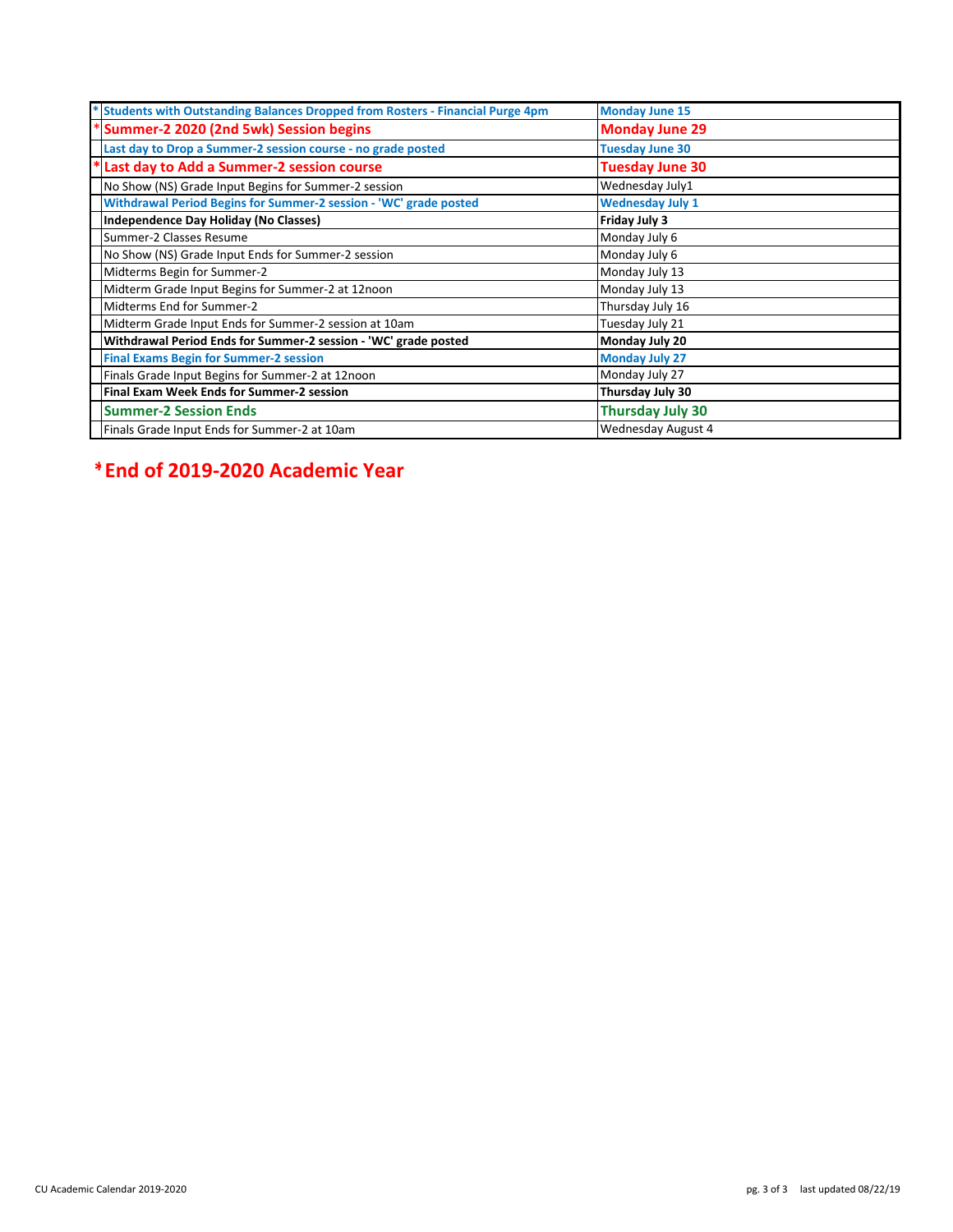| | | |
|---|---|---|
| * | **Students with Outstanding Balances Dropped from Rosters - Financial Purge 4pm** | **Monday June 15** |
| * | **Summer-2 2020 (2nd 5wk) Session begins** | **Monday June 29** |
| | **Last day to Drop a Summer-2 session course - no grade posted** | **Tuesday June 30** |
| * | **Last day to Add a Summer-2 session course** | **Tuesday June 30** |
| | No Show (NS) Grade Input Begins for Summer-2 session | Wednesday July1 |
| | **Withdrawal Period Begins for Summer-2 session - 'WC' grade posted** | **Wednesday July 1** |
| | **Independence Day Holiday (No Classes)** | **Friday July 3** |
| | Summer-2 Classes Resume | Monday July 6 |
| | No Show (NS) Grade Input Ends for Summer-2 session | Monday July 6 |
| | Midterms Begin for Summer-2 | Monday July 13 |
| | Midterm Grade Input Begins for Summer-2 at 12noon | Monday July 13 |
| | Midterms End for Summer-2 | Thursday July 16 |
| | Midterm Grade Input Ends for Summer-2 session at 10am | Tuesday July 21 |
| | **Withdrawal Period Ends for Summer-2 session - 'WC' grade posted** | **Monday July 20** |
| | **Final Exams Begin for Summer-2 session** | **Monday July 27** |
| | Finals Grade Input Begins for Summer-2 at 12noon | Monday July 27 |
| | **Final Exam Week Ends for Summer-2 session** | **Thursday July 30** |
| | **Summer-2 Session Ends** | **Thursday July 30** |
| | Finals Grade Input Ends for Summer-2 at 10am | Wednesday August 4 |

## * End of 2019-2020 Academic Year